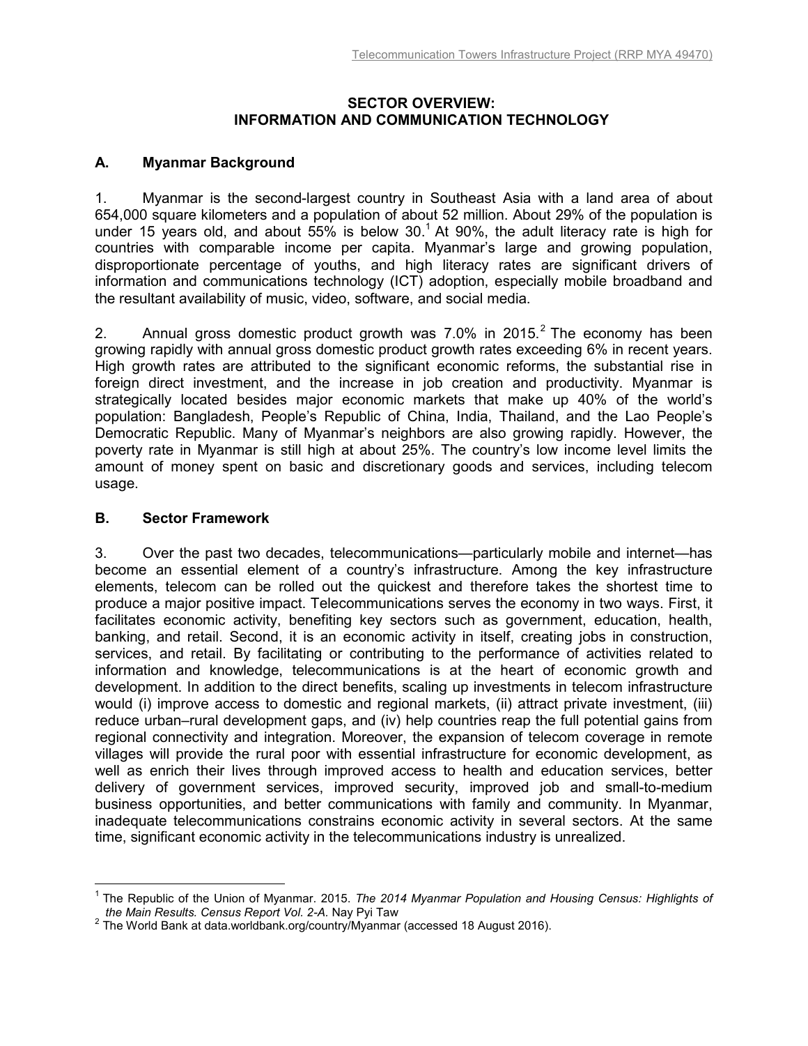# SECTOR OVERVIEW: INFORMATION AND COMMUNICATION TECHNOLOGY

## A. Myanmar Background

1. Myanmar is the second-largest country in Southeast Asia with a land area of about 654,000 square kilometers and a population of about 52 million. About 29% of the population is under 15 years old, and about 55% is below 30.[1] At 90%, the adult literacy rate is high for countries with comparable income per capita. Myanmar's large and growing population, disproportionate percentage of youths, and high literacy rates are significant drivers of information and communications technology (ICT) adoption, especially mobile broadband and the resultant availability of music, video, software, and social media.

2. Annual gross domestic product growth was 7.0% in 2015.[2] The economy has been growing rapidly with annual gross domestic product growth rates exceeding 6% in recent years. High growth rates are attributed to the significant economic reforms, the substantial rise in foreign direct investment, and the increase in job creation and productivity. Myanmar is strategically located besides major economic markets that make up 40% of the world's population: Bangladesh, People's Republic of China, India, Thailand, and the Lao People's Democratic Republic. Many of Myanmar's neighbors are also growing rapidly. However, the poverty rate in Myanmar is still high at about 25%. The country's low income level limits the amount of money spent on basic and discretionary goods and services, including telecom usage.

## B. Sector Framework

3. Over the past two decades, telecommunications—particularly mobile and internet—has become an essential element of a country's infrastructure. Among the key infrastructure elements, telecom can be rolled out the quickest and therefore takes the shortest time to produce a major positive impact. Telecommunications serves the economy in two ways. First, it facilitates economic activity, benefiting key sectors such as government, education, health, banking, and retail. Second, it is an economic activity in itself, creating jobs in construction, services, and retail. By facilitating or contributing to the performance of activities related to information and knowledge, telecommunications is at the heart of economic growth and development. In addition to the direct benefits, scaling up investments in telecom infrastructure would (i) improve access to domestic and regional markets, (ii) attract private investment, (iii) reduce urban–rural development gaps, and (iv) help countries reap the full potential gains from regional connectivity and integration. Moreover, the expansion of telecom coverage in remote villages will provide the rural poor with essential infrastructure for economic development, as well as enrich their lives through improved access to health and education services, better delivery of government services, improved security, improved job and small-to-medium business opportunities, and better communications with family and community. In Myanmar, inadequate telecommunications constrains economic activity in several sectors. At the same time, significant economic activity in the telecommunications industry is unrealized.

---

[1] The Republic of the Union of Myanmar. 2015. *The 2014 Myanmar Population and Housing Census: Highlights of the Main Results. Census Report Vol. 2-A.* Nay Pyi Taw

[2] The World Bank at data.worldbank.org/country/Myanmar (accessed 18 August 2016).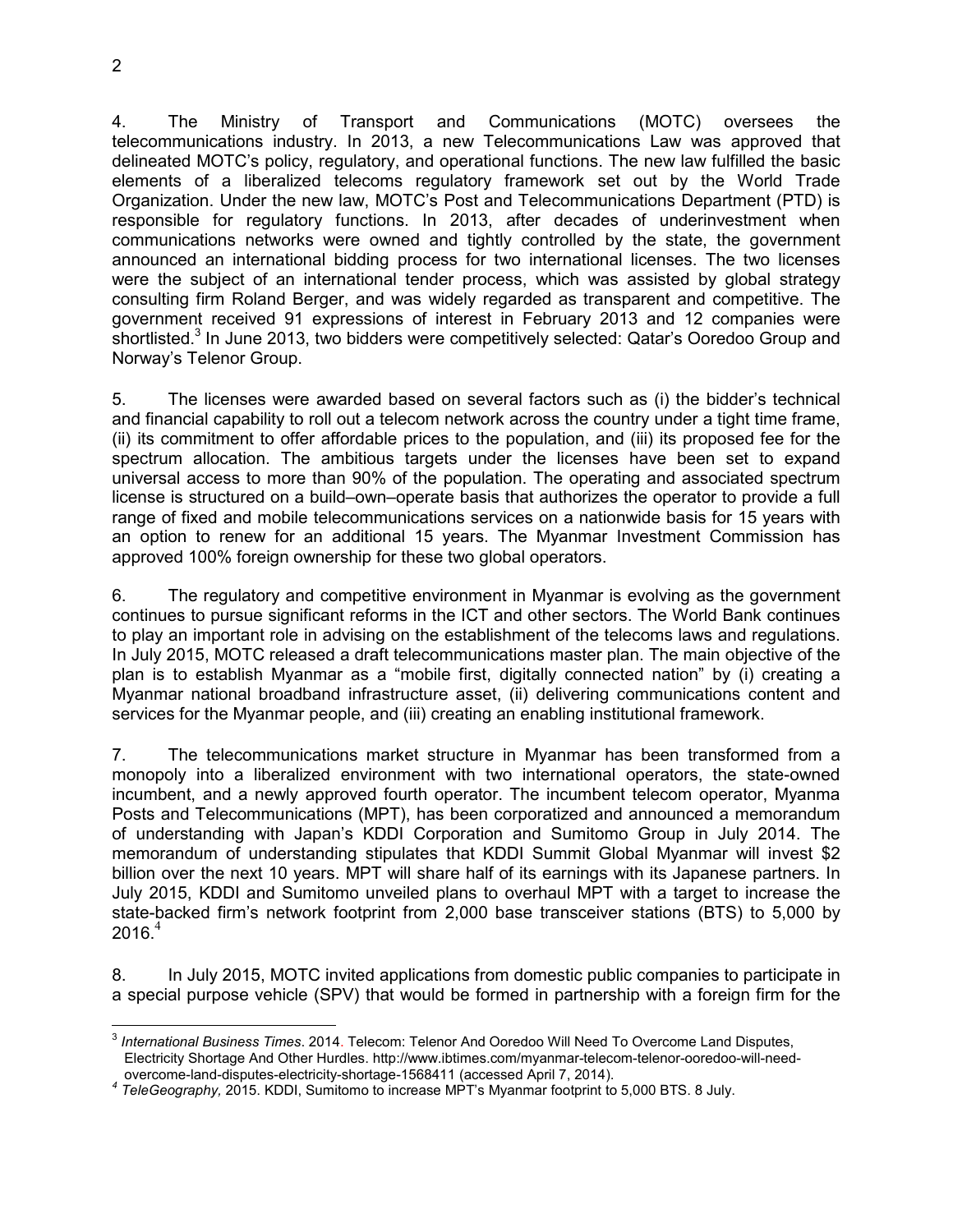4. The Ministry of Transport and Communications (MOTC) oversees the telecommunications industry. In 2013, a new Telecommunications Law was approved that delineated MOTC's policy, regulatory, and operational functions. The new law fulfilled the basic elements of a liberalized telecoms regulatory framework set out by the World Trade Organization. Under the new law, MOTC's Post and Telecommunications Department (PTD) is responsible for regulatory functions. In 2013, after decades of underinvestment when communications networks were owned and tightly controlled by the state, the government announced an international bidding process for two international licenses. The two licenses were the subject of an international tender process, which was assisted by global strategy consulting firm Roland Berger, and was widely regarded as transparent and competitive. The government received 91 expressions of interest in February 2013 and 12 companies were shortlisted.[3] In June 2013, two bidders were competitively selected: Qatar's Ooredoo Group and Norway's Telenor Group.

5. The licenses were awarded based on several factors such as (i) the bidder's technical and financial capability to roll out a telecom network across the country under a tight time frame, (ii) its commitment to offer affordable prices to the population, and (iii) its proposed fee for the spectrum allocation. The ambitious targets under the licenses have been set to expand universal access to more than 90% of the population. The operating and associated spectrum license is structured on a build–own–operate basis that authorizes the operator to provide a full range of fixed and mobile telecommunications services on a nationwide basis for 15 years with an option to renew for an additional 15 years. The Myanmar Investment Commission has approved 100% foreign ownership for these two global operators.

6. The regulatory and competitive environment in Myanmar is evolving as the government continues to pursue significant reforms in the ICT and other sectors. The World Bank continues to play an important role in advising on the establishment of the telecoms laws and regulations. In July 2015, MOTC released a draft telecommunications master plan. The main objective of the plan is to establish Myanmar as a "mobile first, digitally connected nation" by (i) creating a Myanmar national broadband infrastructure asset, (ii) delivering communications content and services for the Myanmar people, and (iii) creating an enabling institutional framework.

7. The telecommunications market structure in Myanmar has been transformed from a monopoly into a liberalized environment with two international operators, the state-owned incumbent, and a newly approved fourth operator. The incumbent telecom operator, Myanma Posts and Telecommunications (MPT), has been corporatized and announced a memorandum of understanding with Japan's KDDI Corporation and Sumitomo Group in July 2014. The memorandum of understanding stipulates that KDDI Summit Global Myanmar will invest $2 billion over the next 10 years. MPT will share half of its earnings with its Japanese partners. In July 2015, KDDI and Sumitomo unveiled plans to overhaul MPT with a target to increase the state-backed firm's network footprint from 2,000 base transceiver stations (BTS) to 5,000 by 2016.[4]

8. In July 2015, MOTC invited applications from domestic public companies to participate in a special purpose vehicle (SPV) that would be formed in partnership with a foreign firm for the

---

[3] *International Business Times*. 2014. Telecom: Telenor And Ooredoo Will Need To Overcome Land Disputes, Electricity Shortage And Other Hurdles. http://www.ibtimes.com/myanmar-telecom-telenor-ooredoo-will-need-overcome-land-disputes-electricity-shortage-1568411 (accessed April 7, 2014).

[4] *TeleGeography,* 2015. KDDI, Sumitomo to increase MPT's Myanmar footprint to 5,000 BTS. 8 July.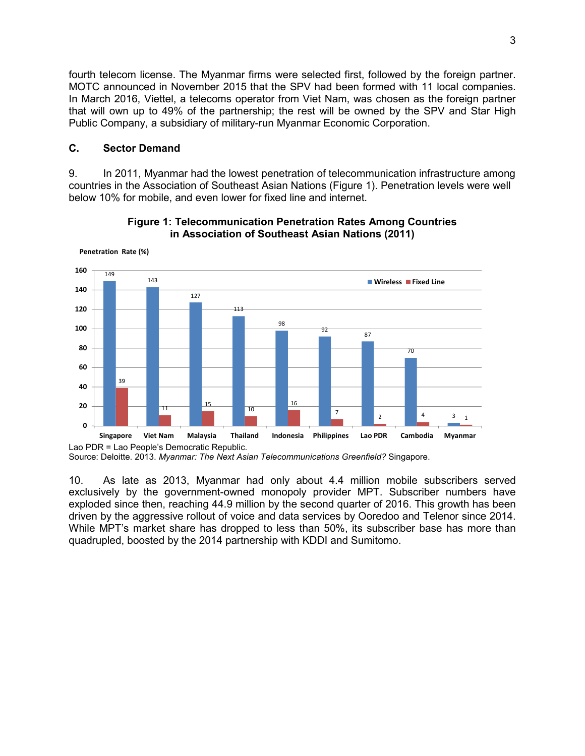fourth telecom license. The Myanmar firms were selected first, followed by the foreign partner. MOTC announced in November 2015 that the SPV had been formed with 11 local companies. In March 2016, Viettel, a telecoms operator from Viet Nam, was chosen as the foreign partner that will own up to 49% of the partnership; the rest will be owned by the SPV and Star High Public Company, a subsidiary of military-run Myanmar Economic Corporation.

## C. Sector Demand

9. In 2011, Myanmar had the lowest penetration of telecommunication infrastructure among countries in the Association of Southeast Asian Nations (Figure 1). Penetration levels were well below 10% for mobile, and even lower for fixed line and internet.

**Figure 1: Telecommunication Penetration Rates Among Countries in Association of Southeast Asian Nations (2011)**

Penetration Rate (%)

| Country | Wireless | Fixed Line |
|---|---|---|
| Singapore | 149 | 39 |
| Viet Nam | 143 | 11 |
| Malaysia | 127 | 15 |
| Thailand | 113 | 10 |
| Indonesia | 98 | 16 |
| Philippines | 92 | 7 |
| Lao PDR | 87 | 2 |
| Cambodia | 70 | 4 |
| Myanmar | 3 | 1 |

Lao PDR = Lao People's Democratic Republic.
Source: Deloitte. 2013. *Myanmar: The Next Asian Telecommunications Greenfield?* Singapore.

10. As late as 2013, Myanmar had only about 4.4 million mobile subscribers served exclusively by the government-owned monopoly provider MPT. Subscriber numbers have exploded since then, reaching 44.9 million by the second quarter of 2016. This growth has been driven by the aggressive rollout of voice and data services by Ooredoo and Telenor since 2014. While MPT's market share has dropped to less than 50%, its subscriber base has more than quadrupled, boosted by the 2014 partnership with KDDI and Sumitomo.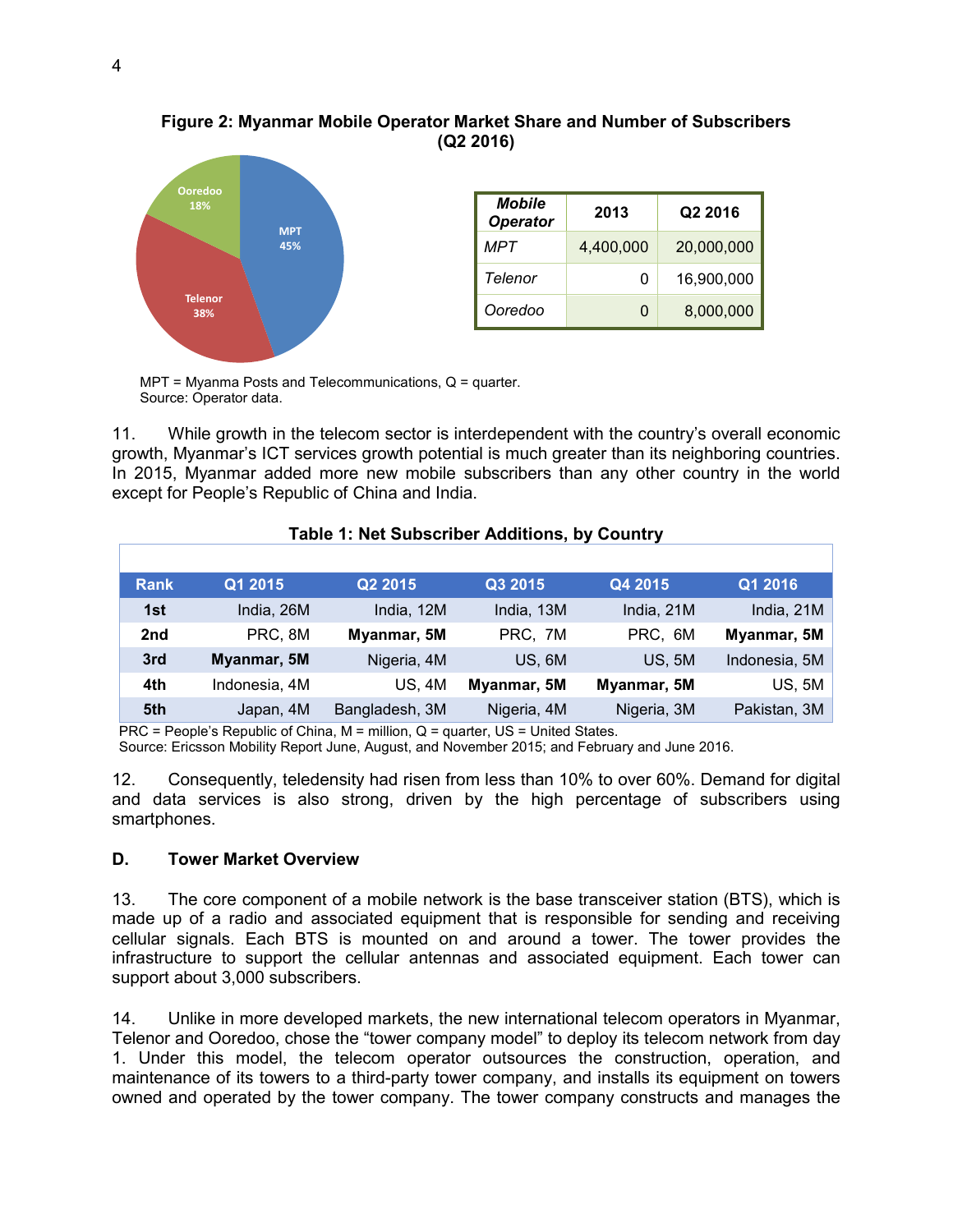**Figure 2: Myanmar Mobile Operator Market Share and Number of Subscribers (Q2 2016)**

| *Mobile Operator* | 2013 | Q2 2016 |
|---|---|---|
| *MPT* | 4,400,000 | 20,000,000 |
| *Telenor* | 0 | 16,900,000 |
| *Ooredoo* | 0 | 8,000,000 |

MPT = Myanma Posts and Telecommunications, Q = quarter.
Source: Operator data.

11. While growth in the telecom sector is interdependent with the country's overall economic growth, Myanmar's ICT services growth potential is much greater than its neighboring countries. In 2015, Myanmar added more new mobile subscribers than any other country in the world except for People's Republic of China and India.

**Table 1: Net Subscriber Additions, by Country**

| Rank | Q1 2015 | Q2 2015 | Q3 2015 | Q4 2015 | Q1 2016 |
|---|---|---|---|---|---|
| 1st | India, 26M | India, 12M | India, 13M | India, 21M | India, 21M |
| 2nd | PRC, 8M | **Myanmar, 5M** | PRC, 7M | PRC, 6M | **Myanmar, 5M** |
| 3rd | **Myanmar, 5M** | Nigeria, 4M | US, 6M | US, 5M | Indonesia, 5M |
| 4th | Indonesia, 4M | US, 4M | **Myanmar, 5M** | **Myanmar, 5M** | US, 5M |
| 5th | Japan, 4M | Bangladesh, 3M | Nigeria, 4M | Nigeria, 3M | Pakistan, 3M |

PRC = People's Republic of China, M = million, Q = quarter, US = United States.
Source: Ericsson Mobility Report June, August, and November 2015; and February and June 2016.

12. Consequently, teledensity had risen from less than 10% to over 60%. Demand for digital and data services is also strong, driven by the high percentage of subscribers using smartphones.

## D. Tower Market Overview

13. The core component of a mobile network is the base transceiver station (BTS), which is made up of a radio and associated equipment that is responsible for sending and receiving cellular signals. Each BTS is mounted on and around a tower. The tower provides the infrastructure to support the cellular antennas and associated equipment. Each tower can support about 3,000 subscribers.

14. Unlike in more developed markets, the new international telecom operators in Myanmar, Telenor and Ooredoo, chose the "tower company model" to deploy its telecom network from day 1. Under this model, the telecom operator outsources the construction, operation, and maintenance of its towers to a third-party tower company, and installs its equipment on towers owned and operated by the tower company. The tower company constructs and manages the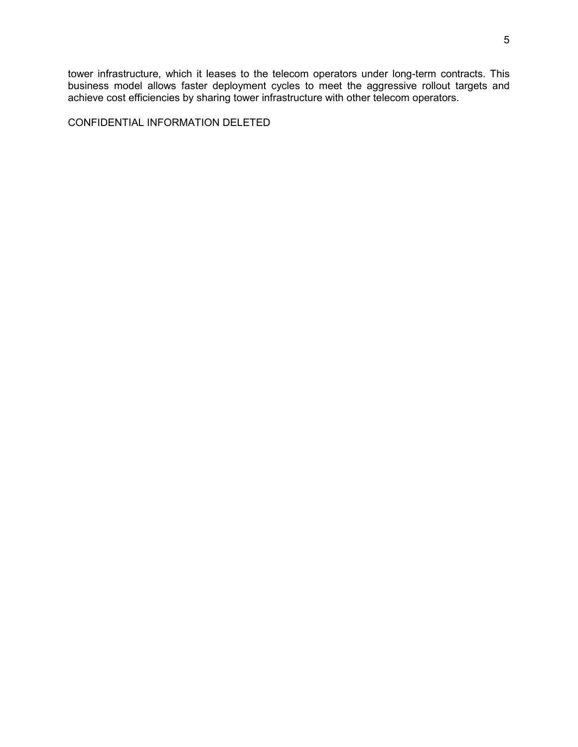tower infrastructure, which it leases to the telecom operators under long-term contracts. This business model allows faster deployment cycles to meet the aggressive rollout targets and achieve cost efficiencies by sharing tower infrastructure with other telecom operators.

CONFIDENTIAL INFORMATION DELETED